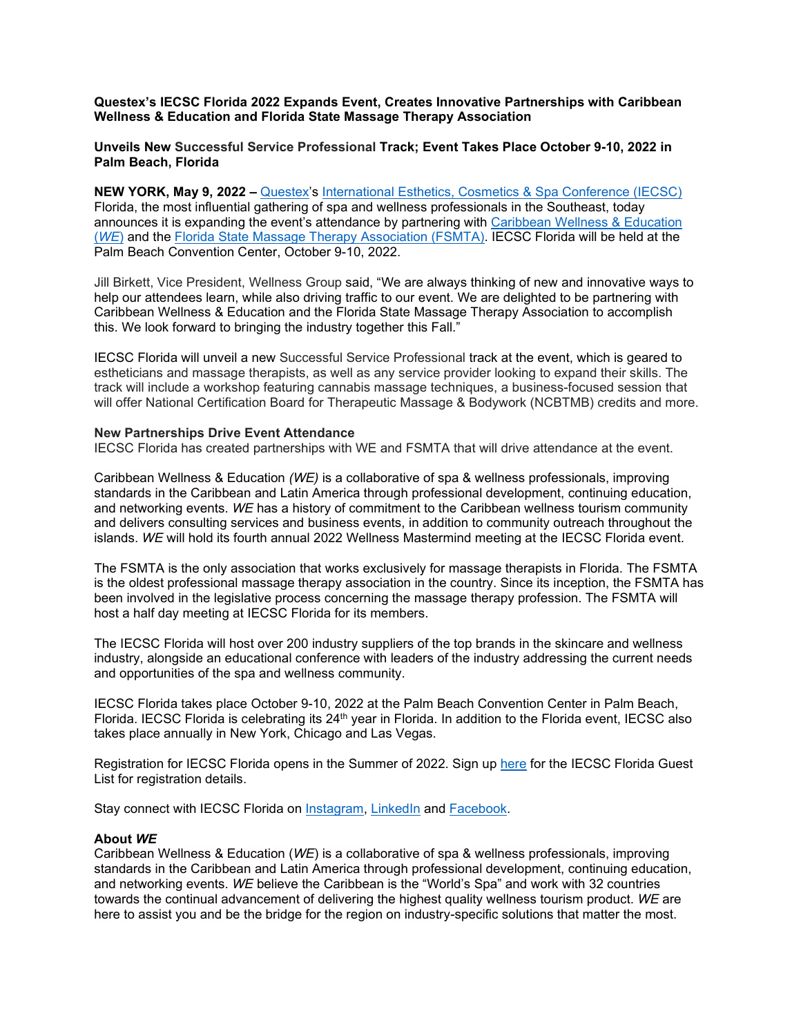**Questex's IECSC Florida 2022 Expands Event, Creates Innovative Partnerships with Caribbean Wellness & Education and Florida State Massage Therapy Association**

**Unveils New Successful Service Professional Track; Event Takes Place October 9-10, 2022 in Palm Beach, Florida**

**NEW YORK, May 9, 2022 –** Questex's International Esthetics, Cosmetics & Spa Conference (IECSC) Florida, the most influential gathering of spa and wellness professionals in the Southeast, today announces it is expanding the event's attendance by partnering with Caribbean Wellness & Education (*WE*) and the Florida State Massage Therapy Association (FSMTA). IECSC Florida will be held at the Palm Beach Convention Center, October 9-10, 2022.

Jill Birkett, Vice President, Wellness Group said, "We are always thinking of new and innovative ways to help our attendees learn, while also driving traffic to our event. We are delighted to be partnering with Caribbean Wellness & Education and the Florida State Massage Therapy Association to accomplish this. We look forward to bringing the industry together this Fall."

IECSC Florida will unveil a new Successful Service Professional track at the event, which is geared to estheticians and massage therapists, as well as any service provider looking to expand their skills. The track will include a workshop featuring cannabis massage techniques, a business-focused session that will offer National Certification Board for Therapeutic Massage & Bodywork (NCBTMB) credits and more.

**New Partnerships Drive Event Attendance**

IECSC Florida has created partnerships with WE and FSMTA that will drive attendance at the event.

Caribbean Wellness & Education *(WE)* is a collaborative of spa & wellness professionals, improving standards in the Caribbean and Latin America through professional development, continuing education, and networking events. *WE* has a history of commitment to the Caribbean wellness tourism community and delivers consulting services and business events, in addition to community outreach throughout the islands. *WE* will hold its fourth annual 2022 Wellness Mastermind meeting at the IECSC Florida event.

The FSMTA is the only association that works exclusively for massage therapists in Florida. The FSMTA is the oldest professional massage therapy association in the country. Since its inception, the FSMTA has been involved in the legislative process concerning the massage therapy profession. The FSMTA will host a half day meeting at IECSC Florida for its members.

The IECSC Florida will host over 200 industry suppliers of the top brands in the skincare and wellness industry, alongside an educational conference with leaders of the industry addressing the current needs and opportunities of the spa and wellness community.

IECSC Florida takes place October 9-10, 2022 at the Palm Beach Convention Center in Palm Beach, Florida. IECSC Florida is celebrating its 24th year in Florida. In addition to the Florida event, IECSC also takes place annually in New York, Chicago and Las Vegas.

Registration for IECSC Florida opens in the Summer of 2022. Sign up here for the IECSC Florida Guest List for registration details.

Stay connect with IECSC Florida on Instagram, LinkedIn and Facebook.

**About *WE***

Caribbean Wellness & Education (*WE*) is a collaborative of spa & wellness professionals, improving standards in the Caribbean and Latin America through professional development, continuing education, and networking events. *WE* believe the Caribbean is the "World's Spa" and work with 32 countries towards the continual advancement of delivering the highest quality wellness tourism product. *WE* are here to assist you and be the bridge for the region on industry-specific solutions that matter the most.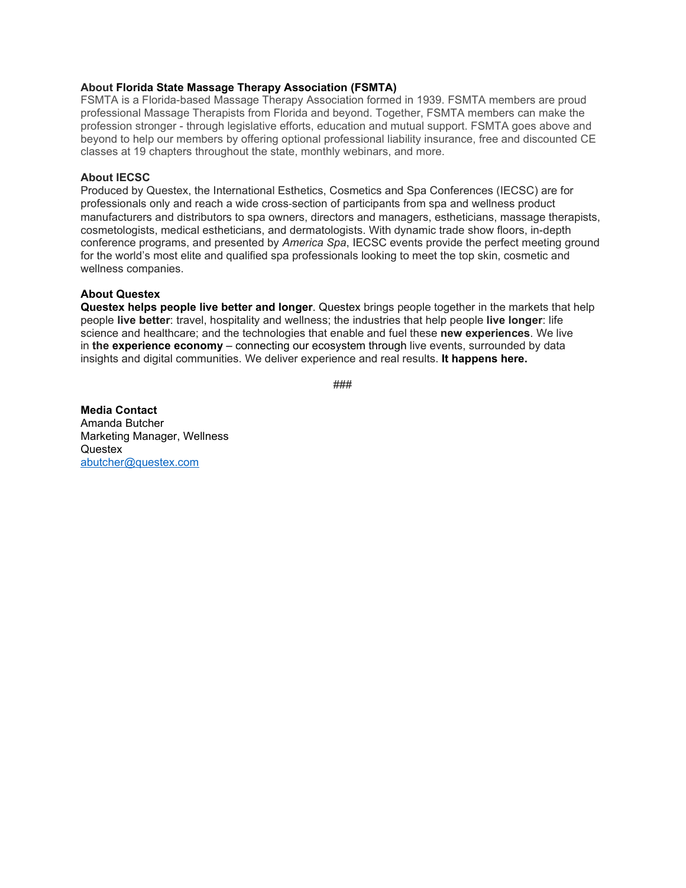**About Florida State Massage Therapy Association (FSMTA)**
FSMTA is a Florida-based Massage Therapy Association formed in 1939. FSMTA members are proud professional Massage Therapists from Florida and beyond. Together, FSMTA members can make the profession stronger - through legislative efforts, education and mutual support. FSMTA goes above and beyond to help our members by offering optional professional liability insurance, free and discounted CE classes at 19 chapters throughout the state, monthly webinars, and more.

**About IECSC**
Produced by Questex, the International Esthetics, Cosmetics and Spa Conferences (IECSC) are for professionals only and reach a wide cross-section of participants from spa and wellness product manufacturers and distributors to spa owners, directors and managers, estheticians, massage therapists, cosmetologists, medical estheticians, and dermatologists. With dynamic trade show floors, in-depth conference programs, and presented by *America Spa*, IECSC events provide the perfect meeting ground for the world's most elite and qualified spa professionals looking to meet the top skin, cosmetic and wellness companies.

**About Questex**
**Questex helps people live better and longer**. Questex brings people together in the markets that help people **live better**: travel, hospitality and wellness; the industries that help people **live longer**: life science and healthcare; and the technologies that enable and fuel these **new experiences**. We live in **the experience economy** – connecting our ecosystem through live events, surrounded by data insights and digital communities. We deliver experience and real results. **It happens here.**

###

**Media Contact**
Amanda Butcher
Marketing Manager, Wellness
Questex
abutcher@questex.com